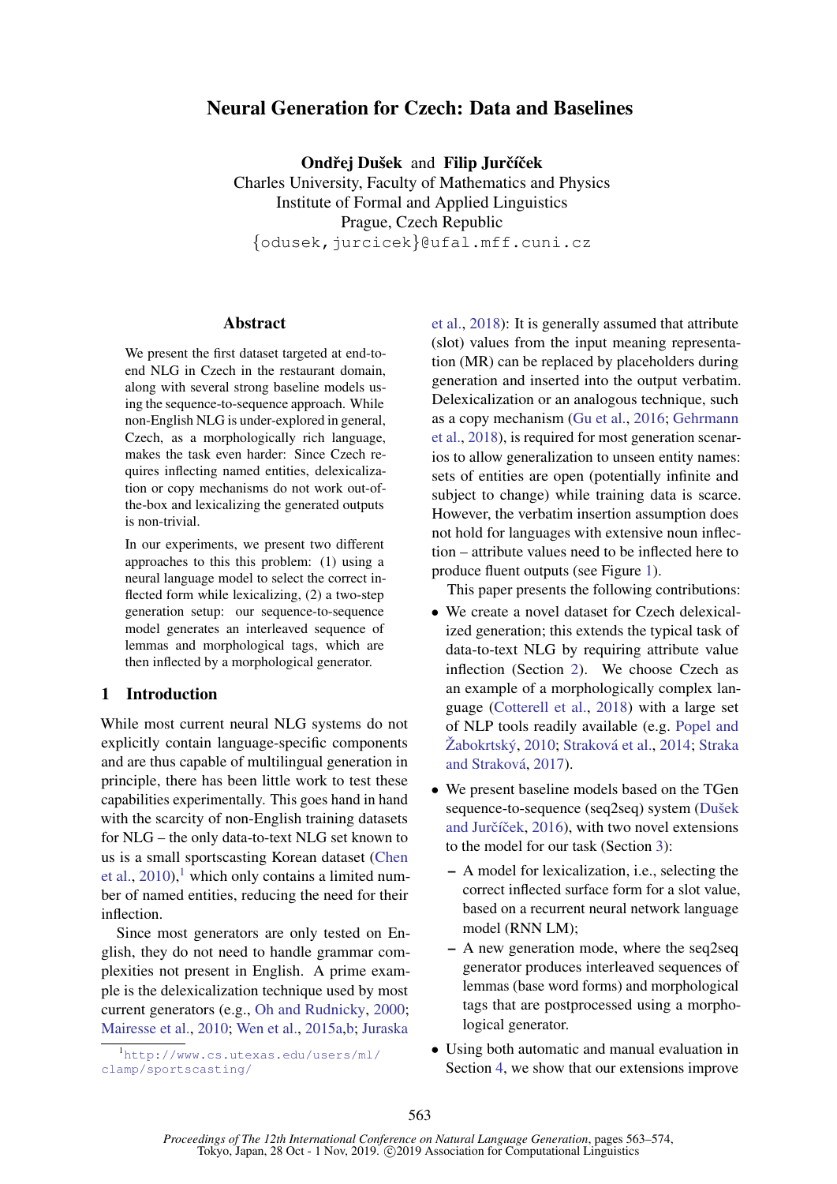# Neural Generation for Czech: Data and Baselines

**Ondřej Dušek** and **Filip Jurčíček**
Charles University, Faculty of Mathematics and Physics
Institute of Formal and Applied Linguistics
Prague, Czech Republic
{odusek,jurcicek}@ufal.mff.cuni.cz

## Abstract

We present the first dataset targeted at end-to-end NLG in Czech in the restaurant domain, along with several strong baseline models using the sequence-to-sequence approach. While non-English NLG is under-explored in general, Czech, as a morphologically rich language, makes the task even harder: Since Czech requires inflecting named entities, delexicalization or copy mechanisms do not work out-of-the-box and lexicalizing the generated outputs is non-trivial.

In our experiments, we present two different approaches to this this problem: (1) using a neural language model to select the correct inflected form while lexicalizing, (2) a two-step generation setup: our sequence-to-sequence model generates an interleaved sequence of lemmas and morphological tags, which are then inflected by a morphological generator.

## 1 Introduction

While most current neural NLG systems do not explicitly contain language-specific components and are thus capable of multilingual generation in principle, there has been little work to test these capabilities experimentally. This goes hand in hand with the scarcity of non-English training datasets for NLG – the only data-to-text NLG set known to us is a small sportscasting Korean dataset (Chen et al., 2010),[1] which only contains a limited number of named entities, reducing the need for their inflection.

Since most generators are only tested on English, they do not need to handle grammar complexities not present in English. A prime example is the delexicalization technique used by most current generators (e.g., Oh and Rudnicky, 2000; Mairesse et al., 2010; Wen et al., 2015a,b; Juraska et al., 2018): It is generally assumed that attribute (slot) values from the input meaning representation (MR) can be replaced by placeholders during generation and inserted into the output verbatim. Delexicalization or an analogous technique, such as a copy mechanism (Gu et al., 2016; Gehrmann et al., 2018), is required for most generation scenarios to allow generalization to unseen entity names: sets of entities are open (potentially infinite and subject to change) while training data is scarce. However, the verbatim insertion assumption does not hold for languages with extensive noun inflection – attribute values need to be inflected here to produce fluent outputs (see Figure 1).

This paper presents the following contributions:

- We create a novel dataset for Czech delexicalized generation; this extends the typical task of data-to-text NLG by requiring attribute value inflection (Section 2). We choose Czech as an example of a morphologically complex language (Cotterell et al., 2018) with a large set of NLP tools readily available (e.g. Popel and Žabokrtský, 2010; Straková et al., 2014; Straka and Straková, 2017).
- We present baseline models based on the TGen sequence-to-sequence (seq2seq) system (Dušek and Jurčíček, 2016), with two novel extensions to the model for our task (Section 3):
  - A model for lexicalization, i.e., selecting the correct inflected surface form for a slot value, based on a recurrent neural network language model (RNN LM);
  - A new generation mode, where the seq2seq generator produces interleaved sequences of lemmas (base word forms) and morphological tags that are postprocessed using a morphological generator.
- Using both automatic and manual evaluation in Section 4, we show that our extensions improve

[1] http://www.cs.utexas.edu/users/ml/clamp/sportscasting/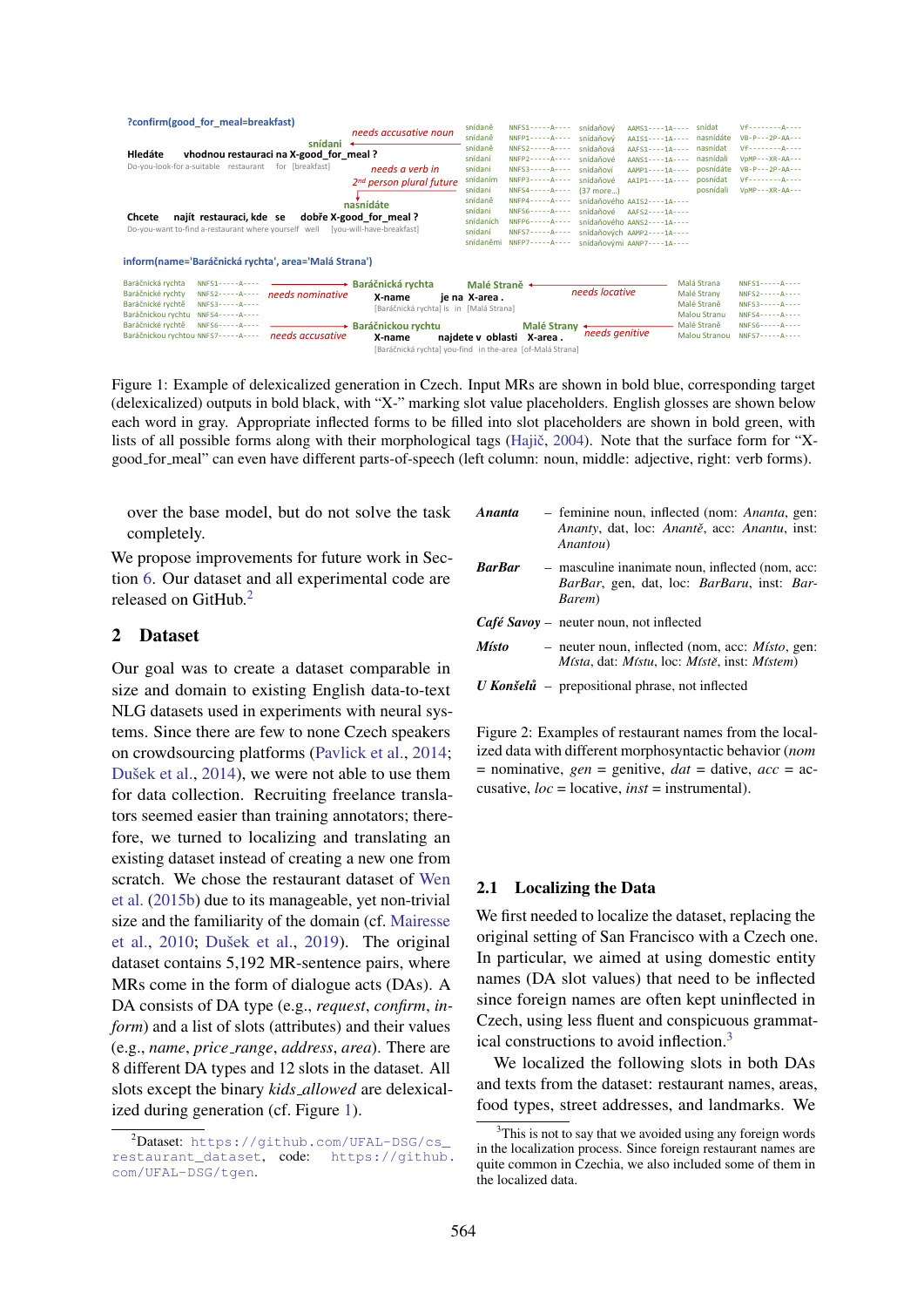?confirm(good_for_meal=breakfast)

**Hledáte vhodnou restauraci na X-good_for_meal ?**
Do-you-look-for-a-suitable restaurant for [breakfast]

*needs accusative noun* → snídani

*needs a verb in 2nd person plural future* → nasnídáte

**Chcete najít restauraci, kde se dobře X-good_for_meal ?**
Do-you-want to-find a-restaurant where yourself well [you-will-have-breakfast]

| | | | | | |
|---|---|---|---|---|---|
| snídaně | NNFS1-----A---- | snídaňový | AAMS1----1A---- | snídat | Vf--------A---- |
| snídaně | NNFP1-----A---- | snídaňový | AAIS1----1A---- | nasnídáte | VB-P---2P-AA--- |
| snídaně | NNFS2-----A---- | snídaňová | AAFS1----1A---- | nasnídat | Vf--------A---- |
| snídaní | NNFP2-----A---- | snídaňové | AANS1----1A---- | nasnídali | VpMP---XR-AA--- |
| snídani | NNFS3-----A---- | snídaňoví | AAMP1----1A---- | posnídáte | VB-P---2P-AA--- |
| snídaním | NNFP3-----A---- | snídaňové | AAIP1----1A---- | posnídat | Vf--------A---- |
| snídani | NNFS4-----A---- | (37 more...) | | posnídali | VpMP---XR-AA--- |
| snídaně | NNFP4-----A---- | snídaňového | AAIS2----1A---- | | |
| snídaní | NNFS6-----A---- | snídaňové | AAFS2----1A---- | | |
| snídaních | NNFP6-----A---- | snídaňového | AANS2----1A---- | | |
| snídaní | NNFS7-----A---- | snídaňových | AAMP2----1A---- | | |
| snídaněmi | NNFP7-----A---- | snídaňovými | AANP7----1A---- | | |

inform(name='Baráčnická rychta', area='Malá Strana')

| | |
|---|---|
| Baráčnická rychta | NNFS1-----A---- |
| Baráčnické rychty | NNFS2-----A---- |
| Baráčnické rychtě | NNFS3-----A---- |
| Baráčnickou rychtu | NNFS4-----A---- |
| Baráčnické rychtě | NNFS6-----A---- |
| Baráčnickou rychtou | NNFS7-----A---- |

*needs nominative* → Baráčnická rychta

**X-name je na X-area .**
[Baráčnická rychta] is in [Malá Strana]

*needs locative* → Malé Straně

*needs accusative* → Baráčnickou rychtu

**X-name najdete v oblasti X-area .**
[Baráčnická rychta] you-find in the-area [of-Malá Strana]

*needs genitive* → Malé Strany

| | |
|---|---|
| Malá Strana | NNFS1-----A---- |
| Malé Strany | NNFS2-----A---- |
| Malé Straně | NNFS3-----A---- |
| Malou Stranu | NNFS4-----A---- |
| Malé Straně | NNFS6-----A---- |
| Malou Stranou | NNFS7-----A---- |

Figure 1: Example of delexicalized generation in Czech. Input MRs are shown in bold blue, corresponding target (delexicalized) outputs in bold black, with "X-" marking slot value placeholders. English glosses are shown below each word in gray. Appropriate inflected forms to be filled into slot placeholders are shown in bold green, with lists of all possible forms along with their morphological tags (Hajič, 2004). Note that the surface form for "X-good_for_meal" can even have different parts-of-speech (left column: noun, middle: adjective, right: verb forms).

over the base model, but do not solve the task completely.

We propose improvements for future work in Section 6. Our dataset and all experimental code are released on GitHub.[2]

## 2 Dataset

Our goal was to create a dataset comparable in size and domain to existing English data-to-text NLG datasets used in experiments with neural systems. Since there are few to none Czech speakers on crowdsourcing platforms (Pavlick et al., 2014; Dušek et al., 2014), we were not able to use them for data collection. Recruiting freelance translators seemed easier than training annotators; therefore, we turned to localizing and translating an existing dataset instead of creating a new one from scratch. We chose the restaurant dataset of Wen et al. (2015b) due to its manageable, yet non-trivial size and the familiarity of the domain (cf. Mairesse et al., 2010; Dušek et al., 2019). The original dataset contains 5,192 MR-sentence pairs, where MRs come in the form of dialogue acts (DAs). A DA consists of DA type (e.g., *request*, *confirm*, *inform*) and a list of slots (attributes) and their values (e.g., *name*, *price_range*, *address*, *area*). There are 8 different DA types and 12 slots in the dataset. All slots except the binary *kids_allowed* are delexicalized during generation (cf. Figure 1).

[2]Dataset: https://github.com/UFAL-DSG/cs_restaurant_dataset, code: https://github.com/UFAL-DSG/tgen.

***Ananta*** – feminine noun, inflected (nom: *Ananta*, gen: *Ananty*, dat, loc: *Anantě*, acc: *Anantu*, inst: *Anantou*)

***BarBar*** – masculine inanimate noun, inflected (nom, acc: *BarBar*, gen, dat, loc: *BarBaru*, inst: *BarBarem*)

***Café Savoy*** – neuter noun, not inflected

***Místo*** – neuter noun, inflected (nom, acc: *Místo*, gen: *Místa*, dat: *Místu*, loc: *Místě*, inst: *Místem*)

***U Konšelů*** – prepositional phrase, not inflected

Figure 2: Examples of restaurant names from the localized data with different morphosyntactic behavior (*nom* = nominative, *gen* = genitive, *dat* = dative, *acc* = accusative, *loc* = locative, *inst* = instrumental).

### 2.1 Localizing the Data

We first needed to localize the dataset, replacing the original setting of San Francisco with a Czech one. In particular, we aimed at using domestic entity names (DA slot values) that need to be inflected since foreign names are often kept uninflected in Czech, using less fluent and conspicuous grammatical constructions to avoid inflection.[3]

We localized the following slots in both DAs and texts from the dataset: restaurant names, areas, food types, street addresses, and landmarks. We

[3]This is not to say that we avoided using any foreign words in the localization process. Since foreign restaurant names are quite common in Czechia, we also included some of them in the localized data.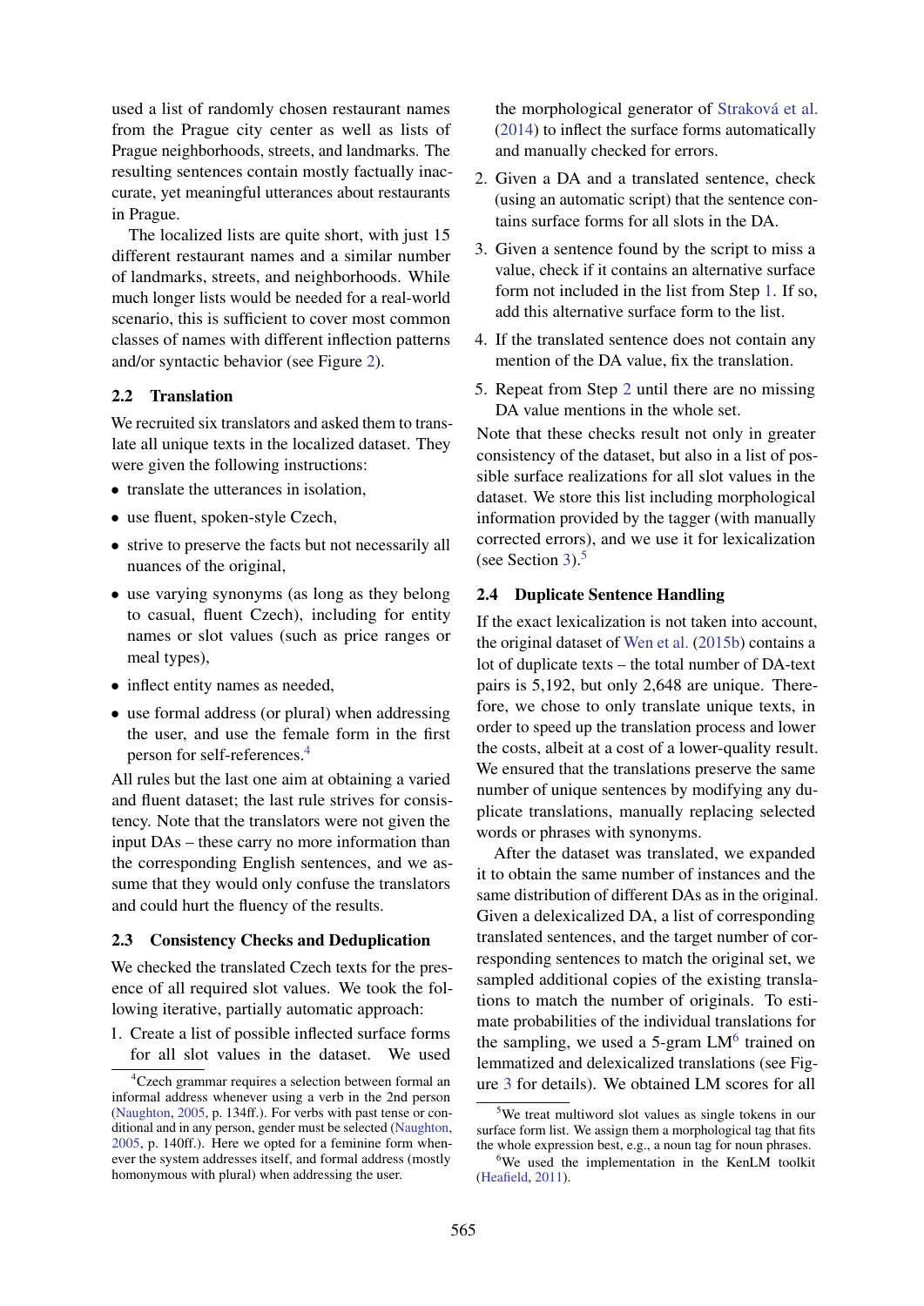used a list of randomly chosen restaurant names from the Prague city center as well as lists of Prague neighborhoods, streets, and landmarks. The resulting sentences contain mostly factually inaccurate, yet meaningful utterances about restaurants in Prague.

The localized lists are quite short, with just 15 different restaurant names and a similar number of landmarks, streets, and neighborhoods. While much longer lists would be needed for a real-world scenario, this is sufficient to cover most common classes of names with different inflection patterns and/or syntactic behavior (see Figure 2).

### 2.2 Translation

We recruited six translators and asked them to translate all unique texts in the localized dataset. They were given the following instructions:

- translate the utterances in isolation,
- use fluent, spoken-style Czech,
- strive to preserve the facts but not necessarily all nuances of the original,
- use varying synonyms (as long as they belong to casual, fluent Czech), including for entity names or slot values (such as price ranges or meal types),
- inflect entity names as needed,
- use formal address (or plural) when addressing the user, and use the female form in the first person for self-references.[4]

All rules but the last one aim at obtaining a varied and fluent dataset; the last rule strives for consistency. Note that the translators were not given the input DAs – these carry no more information than the corresponding English sentences, and we assume that they would only confuse the translators and could hurt the fluency of the results.

### 2.3 Consistency Checks and Deduplication

We checked the translated Czech texts for the presence of all required slot values. We took the following iterative, partially automatic approach:

1. Create a list of possible inflected surface forms for all slot values in the dataset. We used the morphological generator of Straková et al. (2014) to inflect the surface forms automatically and manually checked for errors.
2. Given a DA and a translated sentence, check (using an automatic script) that the sentence contains surface forms for all slots in the DA.
3. Given a sentence found by the script to miss a value, check if it contains an alternative surface form not included in the list from Step 1. If so, add this alternative surface form to the list.
4. If the translated sentence does not contain any mention of the DA value, fix the translation.
5. Repeat from Step 2 until there are no missing DA value mentions in the whole set.

Note that these checks result not only in greater consistency of the dataset, but also in a list of possible surface realizations for all slot values in the dataset. We store this list including morphological information provided by the tagger (with manually corrected errors), and we use it for lexicalization (see Section 3).[5]

### 2.4 Duplicate Sentence Handling

If the exact lexicalization is not taken into account, the original dataset of Wen et al. (2015b) contains a lot of duplicate texts – the total number of DA-text pairs is 5,192, but only 2,648 are unique. Therefore, we chose to only translate unique texts, in order to speed up the translation process and lower the costs, albeit at a cost of a lower-quality result. We ensured that the translations preserve the same number of unique sentences by modifying any duplicate translations, manually replacing selected words or phrases with synonyms.

After the dataset was translated, we expanded it to obtain the same number of instances and the same distribution of different DAs as in the original. Given a delexicalized DA, a list of corresponding translated sentences, and the target number of corresponding sentences to match the original set, we sampled additional copies of the existing translations to match the number of originals. To estimate probabilities of the individual translations for the sampling, we used a 5-gram LM[6] trained on lemmatized and delexicalized translations (see Figure 3 for details). We obtained LM scores for all

[4] Czech grammar requires a selection between formal an informal address whenever using a verb in the 2nd person (Naughton, 2005, p. 134ff.). For verbs with past tense or conditional and in any person, gender must be selected (Naughton, 2005, p. 140ff.). Here we opted for a feminine form whenever the system addresses itself, and formal address (mostly homonymous with plural) when addressing the user.

[5] We treat multiword slot values as single tokens in our surface form list. We assign them a morphological tag that fits the whole expression best, e.g., a noun tag for noun phrases.

[6] We used the implementation in the KenLM toolkit (Heafield, 2011).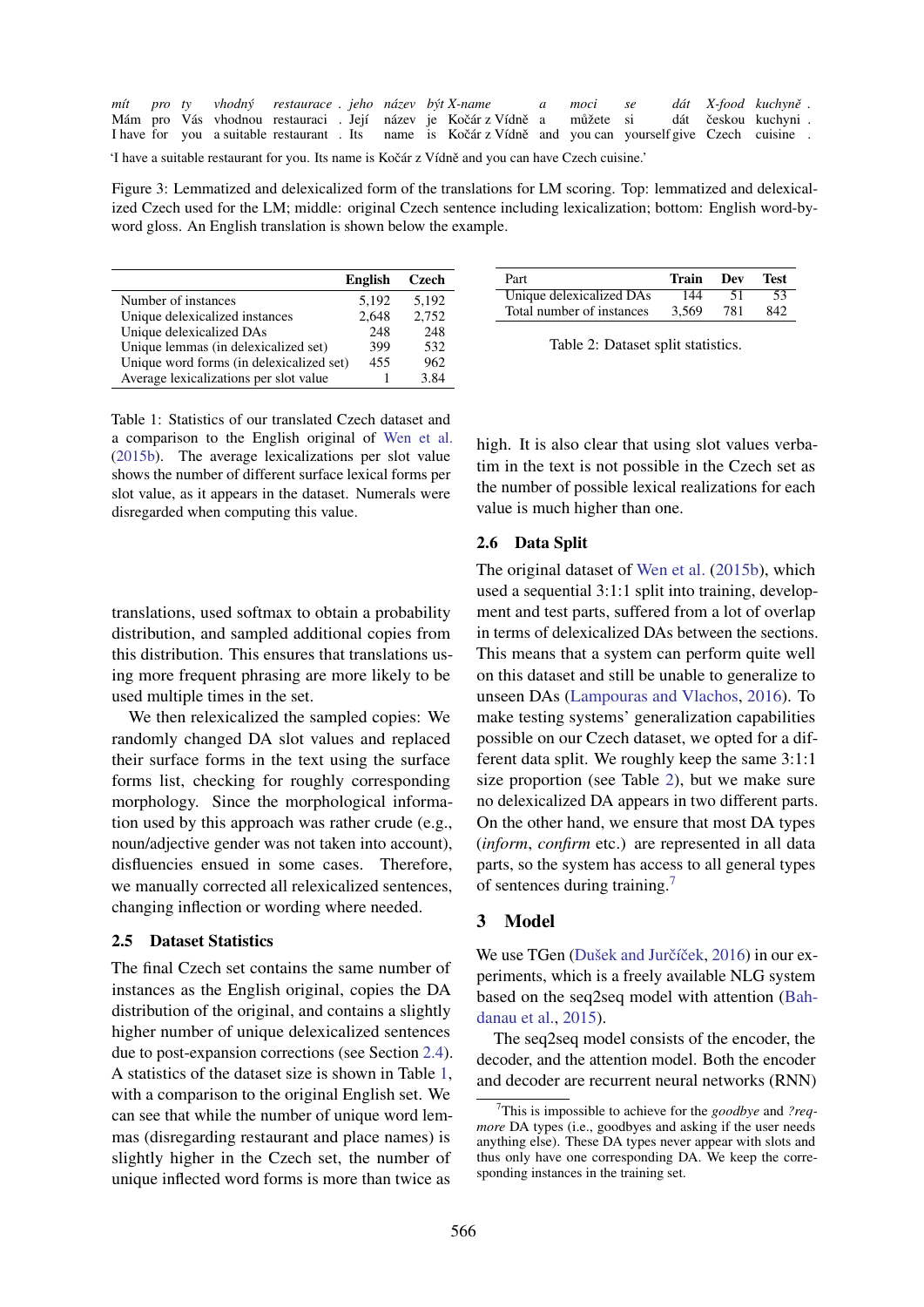| *mít* | *pro* | *ty* | *vhodný* | *restaurace* | *.* | *jeho* | *název* | *být* | *X-name* | *a* | *moci* | *se* | *dát* | *X-food* | *kuchyně* | *.* |
|---|---|---|---|---|---|---|---|---|---|---|---|---|---|---|---|---|
| Mám | pro | Vás | vhodnou | restauraci | . | Její | název | je | Kočár z Vídně | a | můžete | si | dát | českou | kuchyni | . |
| I have | for | you | a suitable | restaurant | . | Its | name | is | Kočár z Vídně | and | you can | yourself | give | Czech | cuisine | . |

'I have a suitable restaurant for you. Its name is Kočár z Vídně and you can have Czech cuisine.'

Figure 3: Lemmatized and delexicalized form of the translations for LM scoring. Top: lemmatized and delexicalized Czech used for the LM; middle: original Czech sentence including lexicalization; bottom: English word-by-word gloss. An English translation is shown below the example.

| | English | Czech |
|---|---|---|
| Number of instances | 5,192 | 5,192 |
| Unique delexicalized instances | 2,648 | 2,752 |
| Unique delexicalized DAs | 248 | 248 |
| Unique lemmas (in delexicalized set) | 399 | 532 |
| Unique word forms (in delexicalized set) | 455 | 962 |
| Average lexicalizations per slot value | 1 | 3.84 |

Table 1: Statistics of our translated Czech dataset and a comparison to the English original of Wen et al. (2015b). The average lexicalizations per slot value shows the number of different surface lexical forms per slot value, as it appears in the dataset. Numerals were disregarded when computing this value.

| Part | Train | Dev | Test |
|---|---|---|---|
| Unique delexicalized DAs | 144 | 51 | 53 |
| Total number of instances | 3,569 | 781 | 842 |

Table 2: Dataset split statistics.

translations, used softmax to obtain a probability distribution, and sampled additional copies from this distribution. This ensures that translations using more frequent phrasing are more likely to be used multiple times in the set.

We then relexicalized the sampled copies: We randomly changed DA slot values and replaced their surface forms in the text using the surface forms list, checking for roughly corresponding morphology. Since the morphological information used by this approach was rather crude (e.g., noun/adjective gender was not taken into account), disfluencies ensued in some cases. Therefore, we manually corrected all relexicalized sentences, changing inflection or wording where needed.

### 2.5 Dataset Statistics

The final Czech set contains the same number of instances as the English original, copies the DA distribution of the original, and contains a slightly higher number of unique delexicalized sentences due to post-expansion corrections (see Section 2.4). A statistics of the dataset size is shown in Table 1, with a comparison to the original English set. We can see that while the number of unique word lemmas (disregarding restaurant and place names) is slightly higher in the Czech set, the number of unique inflected word forms is more than twice as high. It is also clear that using slot values verbatim in the text is not possible in the Czech set as the number of possible lexical realizations for each value is much higher than one.

### 2.6 Data Split

The original dataset of Wen et al. (2015b), which used a sequential 3:1:1 split into training, development and test parts, suffered from a lot of overlap in terms of delexicalized DAs between the sections. This means that a system can perform quite well on this dataset and still be unable to generalize to unseen DAs (Lampouras and Vlachos, 2016). To make testing systems' generalization capabilities possible on our Czech dataset, we opted for a different data split. We roughly keep the same 3:1:1 size proportion (see Table 2), but we make sure no delexicalized DA appears in two different parts. On the other hand, we ensure that most DA types (*inform*, *confirm* etc.) are represented in all data parts, so the system has access to all general types of sentences during training.[7]

## 3 Model

We use TGen (Dušek and Jurčíček, 2016) in our experiments, which is a freely available NLG system based on the seq2seq model with attention (Bahdanau et al., 2015).

The seq2seq model consists of the encoder, the decoder, and the attention model. Both the encoder and decoder are recurrent neural networks (RNN)

[7] This is impossible to achieve for the *goodbye* and *?reqmore* DA types (i.e., goodbyes and asking if the user needs anything else). These DA types never appear with slots and thus only have one corresponding DA. We keep the corresponding instances in the training set.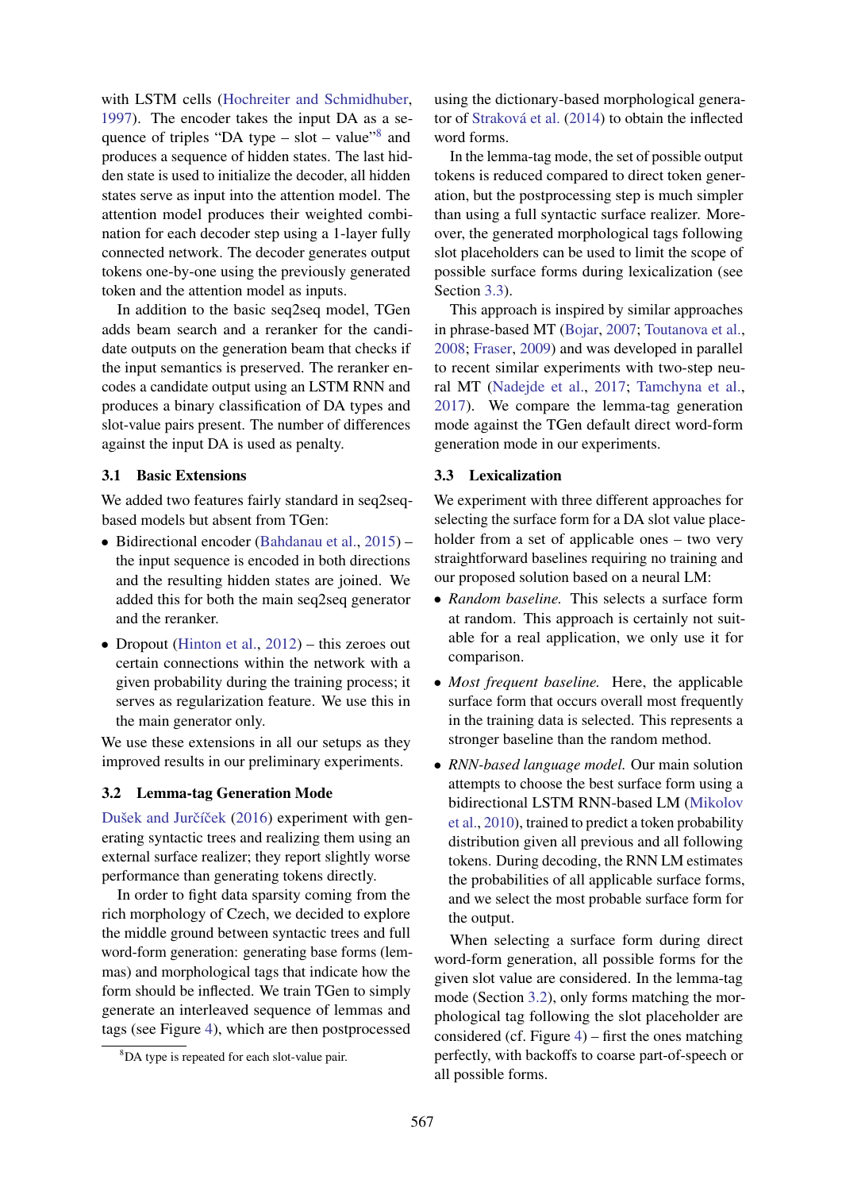with LSTM cells (Hochreiter and Schmidhuber, 1997). The encoder takes the input DA as a sequence of triples "DA type – slot – value"[8] and produces a sequence of hidden states. The last hidden state is used to initialize the decoder, all hidden states serve as input into the attention model. The attention model produces their weighted combination for each decoder step using a 1-layer fully connected network. The decoder generates output tokens one-by-one using the previously generated token and the attention model as inputs.

In addition to the basic seq2seq model, TGen adds beam search and a reranker for the candidate outputs on the generation beam that checks if the input semantics is preserved. The reranker encodes a candidate output using an LSTM RNN and produces a binary classification of DA types and slot-value pairs present. The number of differences against the input DA is used as penalty.

### 3.1 Basic Extensions

We added two features fairly standard in seq2seq-based models but absent from TGen:

- Bidirectional encoder (Bahdanau et al., 2015) – the input sequence is encoded in both directions and the resulting hidden states are joined. We added this for both the main seq2seq generator and the reranker.
- Dropout (Hinton et al., 2012) – this zeroes out certain connections within the network with a given probability during the training process; it serves as regularization feature. We use this in the main generator only.

We use these extensions in all our setups as they improved results in our preliminary experiments.

### 3.2 Lemma-tag Generation Mode

Dušek and Jurčíček (2016) experiment with generating syntactic trees and realizing them using an external surface realizer; they report slightly worse performance than generating tokens directly.

In order to fight data sparsity coming from the rich morphology of Czech, we decided to explore the middle ground between syntactic trees and full word-form generation: generating base forms (lemmas) and morphological tags that indicate how the form should be inflected. We train TGen to simply generate an interleaved sequence of lemmas and tags (see Figure 4), which are then postprocessed using the dictionary-based morphological generator of Straková et al. (2014) to obtain the inflected word forms.

In the lemma-tag mode, the set of possible output tokens is reduced compared to direct token generation, but the postprocessing step is much simpler than using a full syntactic surface realizer. Moreover, the generated morphological tags following slot placeholders can be used to limit the scope of possible surface forms during lexicalization (see Section 3.3).

This approach is inspired by similar approaches in phrase-based MT (Bojar, 2007; Toutanova et al., 2008; Fraser, 2009) and was developed in parallel to recent similar experiments with two-step neural MT (Nadejde et al., 2017; Tamchyna et al., 2017). We compare the lemma-tag generation mode against the TGen default direct word-form generation mode in our experiments.

### 3.3 Lexicalization

We experiment with three different approaches for selecting the surface form for a DA slot value placeholder from a set of applicable ones – two very straightforward baselines requiring no training and our proposed solution based on a neural LM:

- *Random baseline.* This selects a surface form at random. This approach is certainly not suitable for a real application, we only use it for comparison.
- *Most frequent baseline.* Here, the applicable surface form that occurs overall most frequently in the training data is selected. This represents a stronger baseline than the random method.
- *RNN-based language model.* Our main solution attempts to choose the best surface form using a bidirectional LSTM RNN-based LM (Mikolov et al., 2010), trained to predict a token probability distribution given all previous and all following tokens. During decoding, the RNN LM estimates the probabilities of all applicable surface forms, and we select the most probable surface form for the output.

When selecting a surface form during direct word-form generation, all possible forms for the given slot value are considered. In the lemma-tag mode (Section 3.2), only forms matching the morphological tag following the slot placeholder are considered (cf. Figure 4) – first the ones matching perfectly, with backoffs to coarse part-of-speech or all possible forms.

[8] DA type is repeated for each slot-value pair.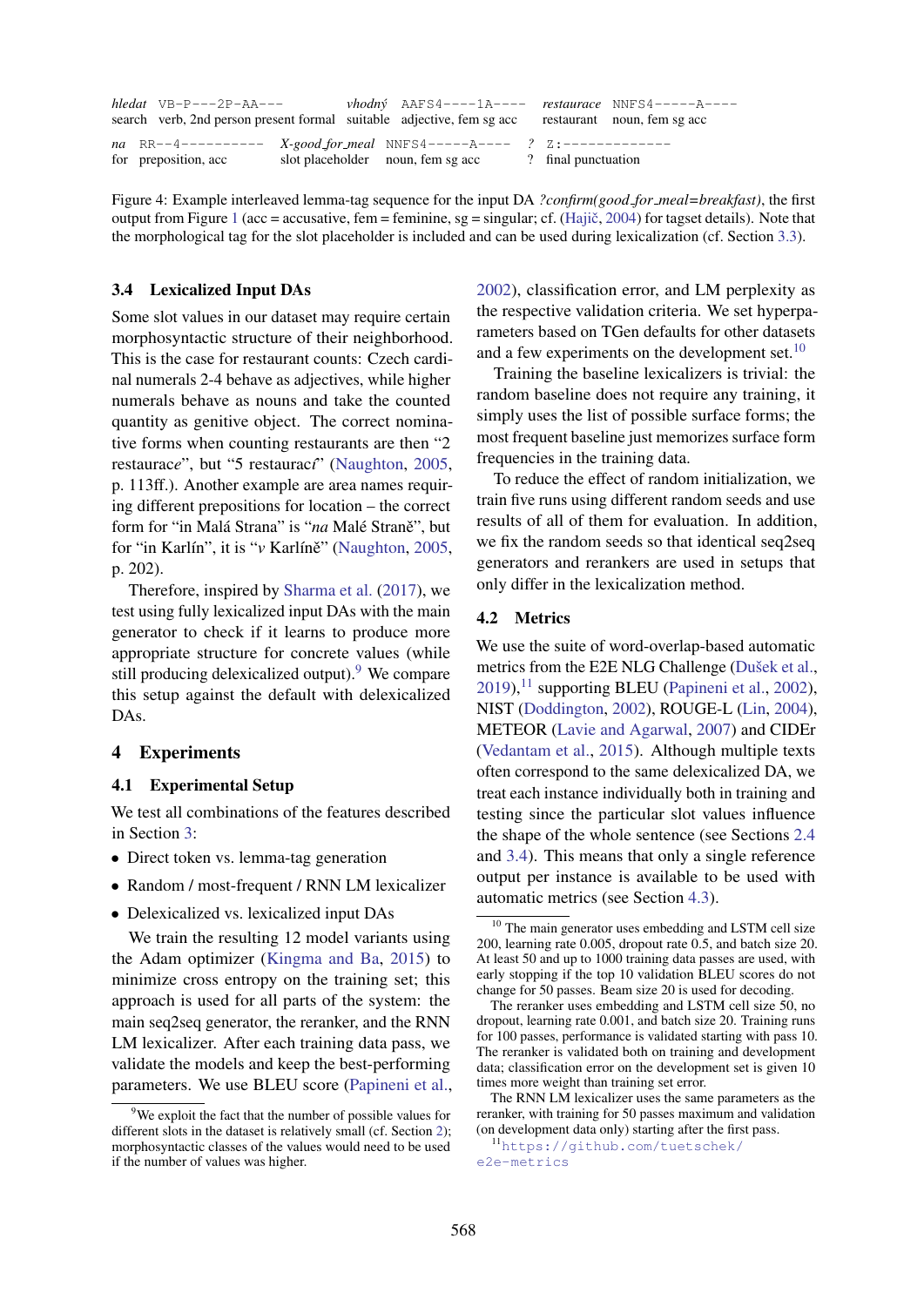| *hledat* | VB-P---2P-AA--- | *vhodný* | AAFS4----1A---- | *restaurace* | NNFS4-----A---- |
|---|---|---|---|---|---|
| search | verb, 2nd person present formal | suitable | adjective, fem sg acc | restaurant | noun, fem sg acc |
| *na* | RR--4---------- | *X-good_for_meal* | NNFS4-----A---- | *?* | Z:------------- |
| for | preposition, acc | slot placeholder | noun, fem sg acc | ? | final punctuation |

Figure 4: Example interleaved lemma-tag sequence for the input DA *?confirm(good_for_meal=breakfast)*, the first output from Figure 1 (acc = accusative, fem = feminine, sg = singular; cf. (Hajič, 2004) for tagset details). Note that the morphological tag for the slot placeholder is included and can be used during lexicalization (cf. Section 3.3).

### 3.4 Lexicalized Input DAs

Some slot values in our dataset may require certain morphosyntactic structure of their neighborhood. This is the case for restaurant counts: Czech cardinal numerals 2-4 behave as adjectives, while higher numerals behave as nouns and take the counted quantity as genitive object. The correct nominative forms when counting restaurants are then "2 restaurac*e*", but "5 restaurac*í*" (Naughton, 2005, p. 113ff.). Another example are area names requiring different prepositions for location – the correct form for "in Malá Strana" is "*na* Malé Straně", but for "in Karlín", it is "*v* Karlíně" (Naughton, 2005, p. 202).

Therefore, inspired by Sharma et al. (2017), we test using fully lexicalized input DAs with the main generator to check if it learns to produce more appropriate structure for concrete values (while still producing delexicalized output).[9] We compare this setup against the default with delexicalized DAs.

## 4 Experiments

### 4.1 Experimental Setup

We test all combinations of the features described in Section 3:

- Direct token vs. lemma-tag generation
- Random / most-frequent / RNN LM lexicalizer
- Delexicalized vs. lexicalized input DAs

We train the resulting 12 model variants using the Adam optimizer (Kingma and Ba, 2015) to minimize cross entropy on the training set; this approach is used for all parts of the system: the main seq2seq generator, the reranker, and the RNN LM lexicalizer. After each training data pass, we validate the models and keep the best-performing parameters. We use BLEU score (Papineni et al., 2002), classification error, and LM perplexity as the respective validation criteria. We set hyperparameters based on TGen defaults for other datasets and a few experiments on the development set.[10]

Training the baseline lexicalizers is trivial: the random baseline does not require any training, it simply uses the list of possible surface forms; the most frequent baseline just memorizes surface form frequencies in the training data.

To reduce the effect of random initialization, we train five runs using different random seeds and use results of all of them for evaluation. In addition, we fix the random seeds so that identical seq2seq generators and rerankers are used in setups that only differ in the lexicalization method.

### 4.2 Metrics

We use the suite of word-overlap-based automatic metrics from the E2E NLG Challenge (Dušek et al., 2019),[11] supporting BLEU (Papineni et al., 2002), NIST (Doddington, 2002), ROUGE-L (Lin, 2004), METEOR (Lavie and Agarwal, 2007) and CIDEr (Vedantam et al., 2015). Although multiple texts often correspond to the same delexicalized DA, we treat each instance individually both in training and testing since the particular slot values influence the shape of the whole sentence (see Sections 2.4 and 3.4). This means that only a single reference output per instance is available to be used with automatic metrics (see Section 4.3).

---

[9] We exploit the fact that the number of possible values for different slots in the dataset is relatively small (cf. Section 2); morphosyntactic classes of the values would need to be used if the number of values was higher.

[10] The main generator uses embedding and LSTM cell size 200, learning rate 0.005, dropout rate 0.5, and batch size 20. At least 50 and up to 1000 training data passes are used, with early stopping if the top 10 validation BLEU scores do not change for 50 passes. Beam size 20 is used for decoding.
The reranker uses embedding and LSTM cell size 50, no dropout, learning rate 0.001, and batch size 20. Training runs for 100 passes, performance is validated starting with pass 10. The reranker is validated both on training and development data; classification error on the development set is given 10 times more weight than training set error.
The RNN LM lexicalizer uses the same parameters as the reranker, with training for 50 passes maximum and validation (on development data only) starting after the first pass.

[11] https://github.com/tuetschek/e2e-metrics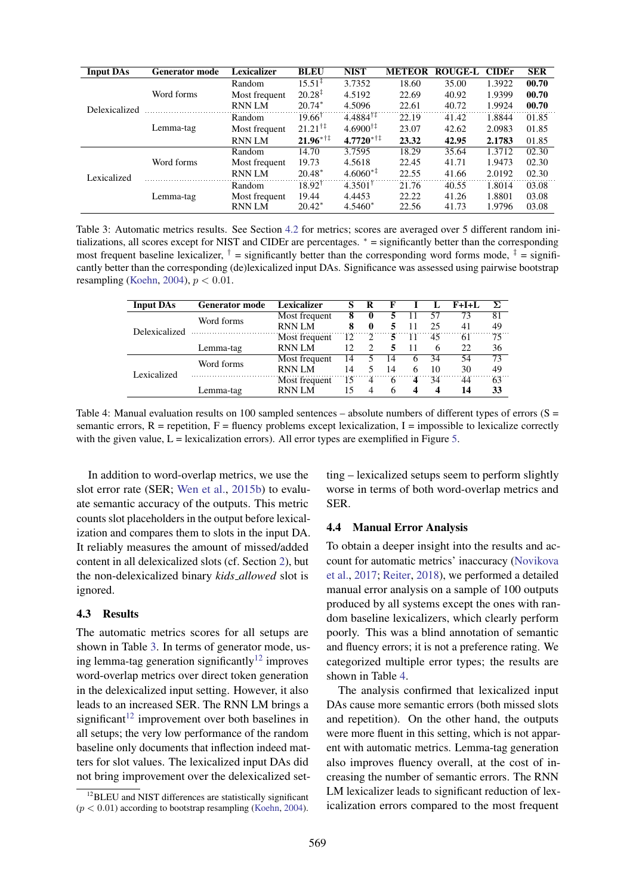| Input DAs | Generator mode | Lexicalizer | BLEU | NIST | METEOR | ROUGE-L | CIDEr | SER |
|---|---|---|---|---|---|---|---|---|
| Delexicalized | Word forms | Random | 15.51$^{\ddagger}$ | 3.7352 | 18.60 | 35.00 | 1.3922 | **00.70** |
| | | Most frequent | 20.28$^{\ddagger}$ | 4.5192 | 22.69 | 40.92 | 1.9399 | **00.70** |
| | | RNN LM | 20.74$^{*}$ | 4.5096 | 22.61 | 40.72 | 1.9924 | **00.70** |
| | Lemma-tag | Random | 19.66$^{\dagger}$ | 4.4884$^{\dagger\ddagger}$ | 22.19 | 41.42 | 1.8844 | 01.85 |
| | | Most frequent | 21.21$^{\dagger\ddagger}$ | 4.6900$^{\dagger\ddagger}$ | 23.07 | 42.62 | 2.0983 | 01.85 |
| | | RNN LM | **21.96**$^{*\dagger\ddagger}$ | **4.7720**$^{*\dagger\ddagger}$ | **23.32** | **42.95** | **2.1783** | 01.85 |
| Lexicalized | Word forms | Random | 14.70 | 3.7595 | 18.29 | 35.64 | 1.3712 | 02.30 |
| | | Most frequent | 19.73 | 4.5618 | 22.45 | 41.71 | 1.9473 | 02.30 |
| | | RNN LM | 20.48$^{*}$ | 4.6060$^{*\ddagger}$ | 22.55 | 41.66 | 2.0192 | 02.30 |
| | Lemma-tag | Random | 18.92$^{\dagger}$ | 4.3501$^{\dagger}$ | 21.76 | 40.55 | 1.8014 | 03.08 |
| | | Most frequent | 19.44 | 4.4453 | 22.22 | 41.26 | 1.8801 | 03.08 |
| | | RNN LM | 20.42$^{*}$ | 4.5460$^{*}$ | 22.56 | 41.73 | 1.9796 | 03.08 |

Table 3: Automatic metrics results. See Section 4.2 for metrics; scores are averaged over 5 different random initializations, all scores except for NIST and CIDEr are percentages. $^{*}$ = significantly better than the corresponding most frequent baseline lexicalizer, $^{\dagger}$ = significantly better than the corresponding word forms mode, $^{\ddagger}$ = significantly better than the corresponding (de)lexicalized input DAs. Significance was assessed using pairwise bootstrap resampling (Koehn, 2004), $p < 0.01$.

| Input DAs | Generator mode | Lexicalizer | S | R | F | I | L | F+I+L | Σ |
|---|---|---|---|---|---|---|---|---|---|
| Delexicalized | Word forms | Most frequent | **8** | **0** | **5** | 11 | 57 | 73 | 81 |
| | | RNN LM | **8** | **0** | **5** | 11 | 25 | 41 | 49 |
| | Lemma-tag | Most frequent | 12 | 2 | **5** | 11 | 45 | 61 | 75 |
| | | RNN LM | 12 | 2 | **5** | 11 | 6 | 22 | 36 |
| Lexicalized | Word forms | Most frequent | 14 | 5 | 14 | 6 | 34 | 54 | 73 |
| | | RNN LM | 14 | 5 | 14 | 6 | 10 | 30 | 49 |
| | Lemma-tag | Most frequent | 15 | 4 | 6 | **4** | 34 | 44 | 63 |
| | | RNN LM | 15 | 4 | 6 | **4** | **4** | **14** | **33** |

Table 4: Manual evaluation results on 100 sampled sentences – absolute numbers of different types of errors (S = semantic errors, R = repetition, F = fluency problems except lexicalization, I = impossible to lexicalize correctly with the given value, L = lexicalization errors). All error types are exemplified in Figure 5.

In addition to word-overlap metrics, we use the slot error rate (SER; Wen et al., 2015b) to evaluate semantic accuracy of the outputs. This metric counts slot placeholders in the output before lexicalization and compares them to slots in the input DA. It reliably measures the amount of missed/added content in all delexicalized slots (cf. Section 2), but the non-delexicalized binary *kids_allowed* slot is ignored.

### 4.3 Results

The automatic metrics scores for all setups are shown in Table 3. In terms of generator mode, using lemma-tag generation significantly[12] improves word-overlap metrics over direct token generation in the delexicalized input setting. However, it also leads to an increased SER. The RNN LM brings a significant[12] improvement over both baselines in all setups; the very low performance of the random baseline only documents that inflection indeed matters for slot values. The lexicalized input DAs did not bring improvement over the delexicalized setting – lexicalized setups seem to perform slightly worse in terms of both word-overlap metrics and SER.

[12]BLEU and NIST differences are statistically significant ($p < 0.01$) according to bootstrap resampling (Koehn, 2004).

### 4.4 Manual Error Analysis

To obtain a deeper insight into the results and account for automatic metrics' inaccuracy (Novikova et al., 2017; Reiter, 2018), we performed a detailed manual error analysis on a sample of 100 outputs produced by all systems except the ones with random baseline lexicalizers, which clearly perform poorly. This was a blind annotation of semantic and fluency errors; it is not a preference rating. We categorized multiple error types; the results are shown in Table 4.

The analysis confirmed that lexicalized input DAs cause more semantic errors (both missed slots and repetition). On the other hand, the outputs were more fluent in this setting, which is not apparent with automatic metrics. Lemma-tag generation also improves fluency overall, at the cost of increasing the number of semantic errors. The RNN LM lexicalizer leads to significant reduction of lexicalization errors compared to the most frequent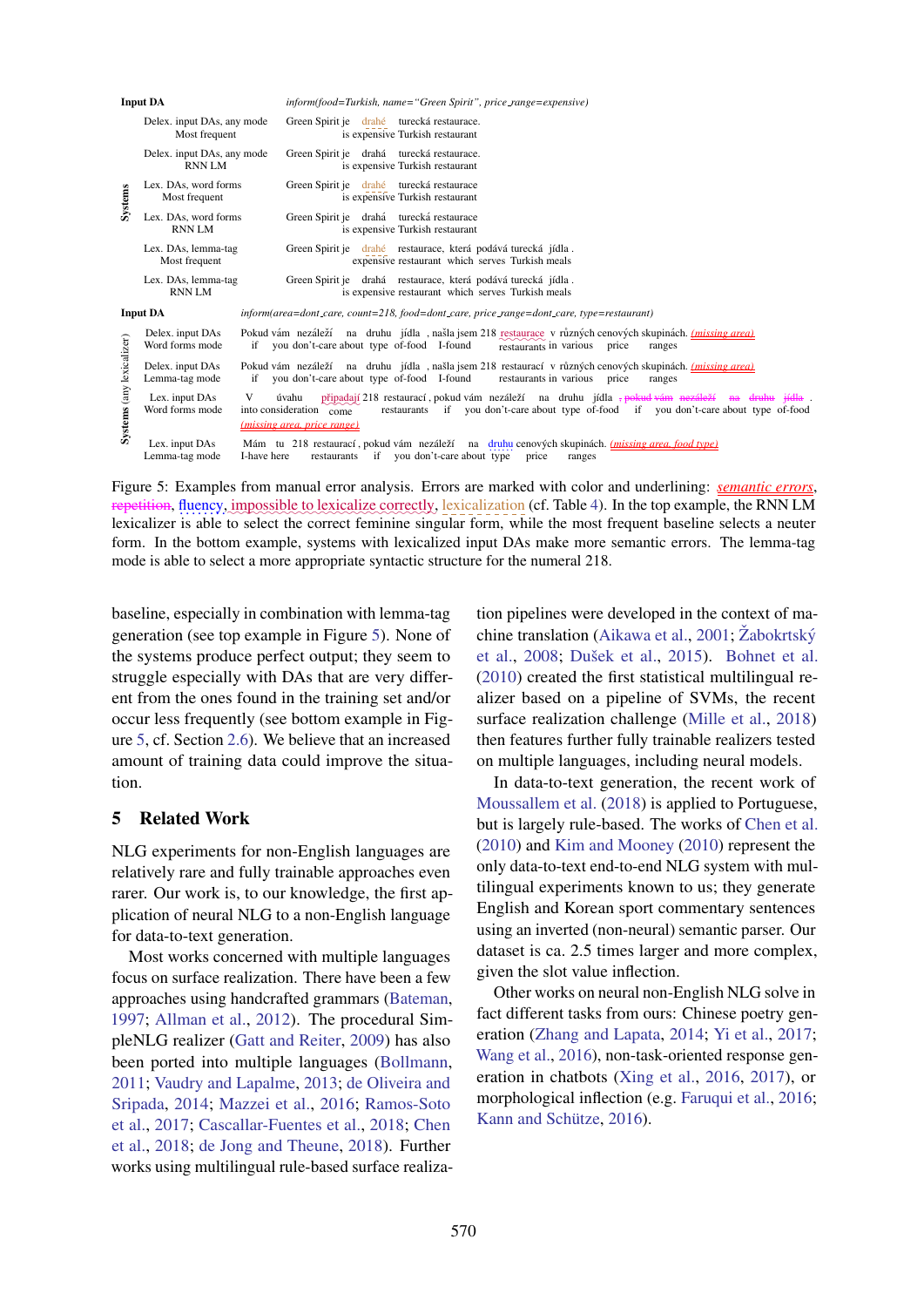| | | |
|---|---|---|
| **Input DA** | | *inform(food=Turkish, name="Green Spirit", price_range=expensive)* |
| **Systems** | Delex. input DAs, any mode<br>Most frequent | Green Spirit je drahé turecká restaurace.<br>is expensive Turkish restaurant |
| | Delex. input DAs, any mode<br>RNN LM | Green Spirit je drahá turecká restaurace.<br>is expensive Turkish restaurant |
| | Lex. DAs, word forms<br>Most frequent | Green Spirit je drahé turecká restaurace<br>is expensive Turkish restaurant |
| | Lex. DAs, word forms<br>RNN LM | Green Spirit je drahá turecká restaurace<br>is expensive Turkish restaurant |
| | Lex. DAs, lemma-tag<br>Most frequent | Green Spirit je drahé restaurace, která podává turecká jídla .<br>expensive restaurant which serves Turkish meals |
| | Lex. DAs, lemma-tag<br>RNN LM | Green Spirit je drahá restaurace, která podává turecká jídla .<br>is expensive restaurant which serves Turkish meals |
| **Input DA** | | *inform(area=dont_care, count=218, food=dont_care, price_range=dont_care, type=restaurant)* |
| **Systems (any lexicalizer)** | Delex. input DAs<br>Word forms mode | Pokud vám nezáleží na druhu jídla , našla jsem 218 restaurace v různých cenových skupinách. *(missing area)*<br>if you don't-care about type of-food I-found restaurants in various price ranges |
| | Delex. input DAs<br>Lemma-tag mode | Pokud vám nezáleží na druhu jídla , našla jsem 218 restaurací v různých cenových skupinách. *(missing area)*<br>if you don't-care about type of-food I-found restaurants in various price ranges |
| | Lex. input DAs<br>Word forms mode | V úvahu připadají 218 restaurací , pokud vám nezáleží na druhu jídla ~~, pokud vám nezáleží na druhu jídla~~ .<br>into consideration come restaurants if you don't-care about type of-food if you don't-care about type of-food<br>*(missing area, price range)* |
| | Lex. input DAs<br>Lemma-tag mode | Mám tu 218 restaurací , pokud vám nezáleží na druhu cenových skupinách. *(missing area, food type)*<br>I-have here restaurants if you don't-care about type price ranges |

Figure 5: Examples from manual error analysis. Errors are marked with color and underlining: *semantic errors*, ~~repetition~~, fluency, impossible to lexicalize correctly, lexicalization (cf. Table 4). In the top example, the RNN LM lexicalizer is able to select the correct feminine singular form, while the most frequent baseline selects a neuter form. In the bottom example, systems with lexicalized input DAs make more semantic errors. The lemma-tag mode is able to select a more appropriate syntactic structure for the numeral 218.

baseline, especially in combination with lemma-tag generation (see top example in Figure 5). None of the systems produce perfect output; they seem to struggle especially with DAs that are very different from the ones found in the training set and/or occur less frequently (see bottom example in Figure 5, cf. Section 2.6). We believe that an increased amount of training data could improve the situation.

## 5 Related Work

NLG experiments for non-English languages are relatively rare and fully trainable approaches even rarer. Our work is, to our knowledge, the first application of neural NLG to a non-English language for data-to-text generation.

Most works concerned with multiple languages focus on surface realization. There have been a few approaches using handcrafted grammars (Bateman, 1997; Allman et al., 2012). The procedural SimpleNLG realizer (Gatt and Reiter, 2009) has also been ported into multiple languages (Bollmann, 2011; Vaudry and Lapalme, 2013; de Oliveira and Sripada, 2014; Mazzei et al., 2016; Ramos-Soto et al., 2017; Cascallar-Fuentes et al., 2018; Chen et al., 2018; de Jong and Theune, 2018). Further works using multilingual rule-based surface realization pipelines were developed in the context of machine translation (Aikawa et al., 2001; Žabokrtský et al., 2008; Dušek et al., 2015). Bohnet et al. (2010) created the first statistical multilingual realizer based on a pipeline of SVMs, the recent surface realization challenge (Mille et al., 2018) then features further fully trainable realizers tested on multiple languages, including neural models.

In data-to-text generation, the recent work of Moussallem et al. (2018) is applied to Portuguese, but is largely rule-based. The works of Chen et al. (2010) and Kim and Mooney (2010) represent the only data-to-text end-to-end NLG system with multilingual experiments known to us; they generate English and Korean sport commentary sentences using an inverted (non-neural) semantic parser. Our dataset is ca. 2.5 times larger and more complex, given the slot value inflection.

Other works on neural non-English NLG solve in fact different tasks from ours: Chinese poetry generation (Zhang and Lapata, 2014; Yi et al., 2017; Wang et al., 2016), non-task-oriented response generation in chatbots (Xing et al., 2016, 2017), or morphological inflection (e.g. Faruqui et al., 2016; Kann and Schütze, 2016).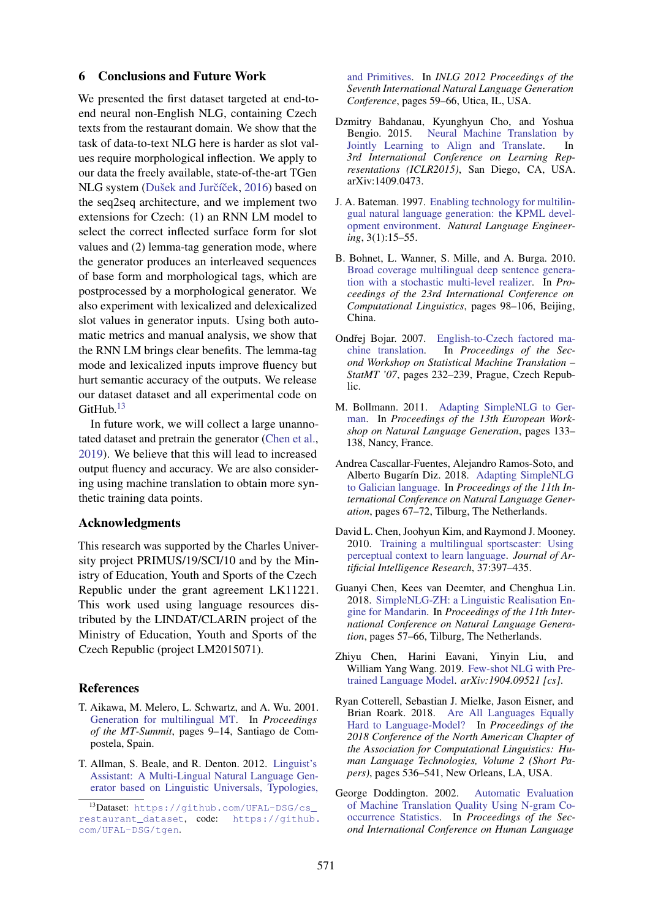## 6 Conclusions and Future Work

We presented the first dataset targeted at end-to-end neural non-English NLG, containing Czech texts from the restaurant domain. We show that the task of data-to-text NLG here is harder as slot values require morphological inflection. We apply to our data the freely available, state-of-the-art TGen NLG system (Dušek and Jurčíček, 2016) based on the seq2seq architecture, and we implement two extensions for Czech: (1) an RNN LM model to select the correct inflected surface form for slot values and (2) lemma-tag generation mode, where the generator produces an interleaved sequences of base form and morphological tags, which are postprocessed by a morphological generator. We also experiment with lexicalized and delexicalized slot values in generator inputs. Using both automatic metrics and manual analysis, we show that the RNN LM brings clear benefits. The lemma-tag mode and lexicalized inputs improve fluency but hurt semantic accuracy of the outputs. We release our dataset dataset and all experimental code on GitHub.[13]

In future work, we will collect a large unannotated dataset and pretrain the generator (Chen et al., 2019). We believe that this will lead to increased output fluency and accuracy. We are also considering using machine translation to obtain more synthetic training data points.

## Acknowledgments

This research was supported by the Charles University project PRIMUS/19/SCI/10 and by the Ministry of Education, Youth and Sports of the Czech Republic under the grant agreement LK11221. This work used using language resources distributed by the LINDAT/CLARIN project of the Ministry of Education, Youth and Sports of the Czech Republic (project LM2015071).

## References

T. Aikawa, M. Melero, L. Schwartz, and A. Wu. 2001. Generation for multilingual MT. In *Proceedings of the MT-Summit*, pages 9–14, Santiago de Compostela, Spain.

T. Allman, S. Beale, and R. Denton. 2012. Linguist's Assistant: A Multi-Lingual Natural Language Generator based on Linguistic Universals, Typologies, and Primitives. In *INLG 2012 Proceedings of the Seventh International Natural Language Generation Conference*, pages 59–66, Utica, IL, USA.

Dzmitry Bahdanau, Kyunghyun Cho, and Yoshua Bengio. 2015. Neural Machine Translation by Jointly Learning to Align and Translate. In *3rd International Conference on Learning Representations (ICLR2015)*, San Diego, CA, USA. arXiv:1409.0473.

J. A. Bateman. 1997. Enabling technology for multilingual natural language generation: the KPML development environment. *Natural Language Engineering*, 3(1):15–55.

B. Bohnet, L. Wanner, S. Mille, and A. Burga. 2010. Broad coverage multilingual deep sentence generation with a stochastic multi-level realizer. In *Proceedings of the 23rd International Conference on Computational Linguistics*, pages 98–106, Beijing, China.

Ondřej Bojar. 2007. English-to-Czech factored machine translation. In *Proceedings of the Second Workshop on Statistical Machine Translation – StatMT '07*, pages 232–239, Prague, Czech Republic.

M. Bollmann. 2011. Adapting SimpleNLG to German. In *Proceedings of the 13th European Workshop on Natural Language Generation*, pages 133–138, Nancy, France.

Andrea Cascallar-Fuentes, Alejandro Ramos-Soto, and Alberto Bugarín Diz. 2018. Adapting SimpleNLG to Galician language. In *Proceedings of the 11th International Conference on Natural Language Generation*, pages 67–72, Tilburg, The Netherlands.

David L. Chen, Joohyun Kim, and Raymond J. Mooney. 2010. Training a multilingual sportscaster: Using perceptual context to learn language. *Journal of Artificial Intelligence Research*, 37:397–435.

Guanyi Chen, Kees van Deemter, and Chenghua Lin. 2018. SimpleNLG-ZH: a Linguistic Realisation Engine for Mandarin. In *Proceedings of the 11th International Conference on Natural Language Generation*, pages 57–66, Tilburg, The Netherlands.

Zhiyu Chen, Harini Eavani, Yinyin Liu, and William Yang Wang. 2019. Few-shot NLG with Pretrained Language Model. *arXiv:1904.09521 [cs]*.

Ryan Cotterell, Sebastian J. Mielke, Jason Eisner, and Brian Roark. 2018. Are All Languages Equally Hard to Language-Model? In *Proceedings of the 2018 Conference of the North American Chapter of the Association for Computational Linguistics: Human Language Technologies, Volume 2 (Short Papers)*, pages 536–541, New Orleans, LA, USA.

George Doddington. 2002. Automatic Evaluation of Machine Translation Quality Using N-gram Co-occurrence Statistics. In *Proceedings of the Second International Conference on Human Language*

[13] Dataset: https://github.com/UFAL-DSG/cs_restaurant_dataset, code: https://github.com/UFAL-DSG/tgen.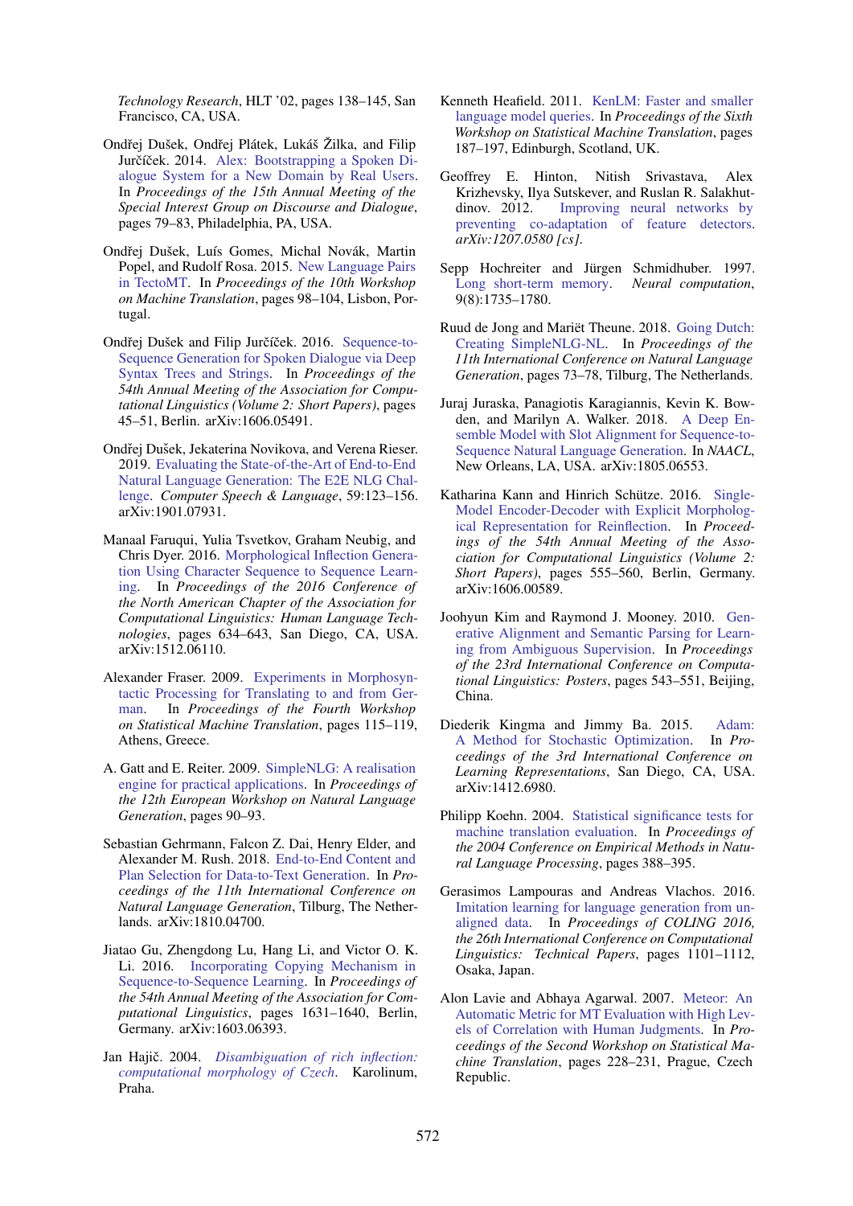*Technology Research*, HLT '02, pages 138–145, San Francisco, CA, USA.

Ondřej Dušek, Ondřej Plátek, Lukáš Žilka, and Filip Jurčíček. 2014. Alex: Bootstrapping a Spoken Dialogue System for a New Domain by Real Users. In *Proceedings of the 15th Annual Meeting of the Special Interest Group on Discourse and Dialogue*, pages 79–83, Philadelphia, PA, USA.

Ondřej Dušek, Luís Gomes, Michal Novák, Martin Popel, and Rudolf Rosa. 2015. New Language Pairs in TectoMT. In *Proceedings of the 10th Workshop on Machine Translation*, pages 98–104, Lisbon, Portugal.

Ondřej Dušek and Filip Jurčíček. 2016. Sequence-to-Sequence Generation for Spoken Dialogue via Deep Syntax Trees and Strings. In *Proceedings of the 54th Annual Meeting of the Association for Computational Linguistics (Volume 2: Short Papers)*, pages 45–51, Berlin. arXiv:1606.05491.

Ondřej Dušek, Jekaterina Novikova, and Verena Rieser. 2019. Evaluating the State-of-the-Art of End-to-End Natural Language Generation: The E2E NLG Challenge. *Computer Speech & Language*, 59:123–156. arXiv:1901.07931.

Manaal Faruqui, Yulia Tsvetkov, Graham Neubig, and Chris Dyer. 2016. Morphological Inflection Generation Using Character Sequence to Sequence Learning. In *Proceedings of the 2016 Conference of the North American Chapter of the Association for Computational Linguistics: Human Language Technologies*, pages 634–643, San Diego, CA, USA. arXiv:1512.06110.

Alexander Fraser. 2009. Experiments in Morphosyntactic Processing for Translating to and from German. In *Proceedings of the Fourth Workshop on Statistical Machine Translation*, pages 115–119, Athens, Greece.

A. Gatt and E. Reiter. 2009. SimpleNLG: A realisation engine for practical applications. In *Proceedings of the 12th European Workshop on Natural Language Generation*, pages 90–93.

Sebastian Gehrmann, Falcon Z. Dai, Henry Elder, and Alexander M. Rush. 2018. End-to-End Content and Plan Selection for Data-to-Text Generation. In *Proceedings of the 11th International Conference on Natural Language Generation*, Tilburg, The Netherlands. arXiv:1810.04700.

Jiatao Gu, Zhengdong Lu, Hang Li, and Victor O. K. Li. 2016. Incorporating Copying Mechanism in Sequence-to-Sequence Learning. In *Proceedings of the 54th Annual Meeting of the Association for Computational Linguistics*, pages 1631–1640, Berlin, Germany. arXiv:1603.06393.

Jan Hajič. 2004. *Disambiguation of rich inflection: computational morphology of Czech*. Karolinum, Praha.

Kenneth Heafield. 2011. KenLM: Faster and smaller language model queries. In *Proceedings of the Sixth Workshop on Statistical Machine Translation*, pages 187–197, Edinburgh, Scotland, UK.

Geoffrey E. Hinton, Nitish Srivastava, Alex Krizhevsky, Ilya Sutskever, and Ruslan R. Salakhutdinov. 2012. Improving neural networks by preventing co-adaptation of feature detectors. *arXiv:1207.0580 [cs]*.

Sepp Hochreiter and Jürgen Schmidhuber. 1997. Long short-term memory. *Neural computation*, 9(8):1735–1780.

Ruud de Jong and Mariët Theune. 2018. Going Dutch: Creating SimpleNLG-NL. In *Proceedings of the 11th International Conference on Natural Language Generation*, pages 73–78, Tilburg, The Netherlands.

Juraj Juraska, Panagiotis Karagiannis, Kevin K. Bowden, and Marilyn A. Walker. 2018. A Deep Ensemble Model with Slot Alignment for Sequence-to-Sequence Natural Language Generation. In *NAACL*, New Orleans, LA, USA. arXiv:1805.06553.

Katharina Kann and Hinrich Schütze. 2016. Single-Model Encoder-Decoder with Explicit Morphological Representation for Reinflection. In *Proceedings of the 54th Annual Meeting of the Association for Computational Linguistics (Volume 2: Short Papers)*, pages 555–560, Berlin, Germany. arXiv:1606.00589.

Joohyun Kim and Raymond J. Mooney. 2010. Generative Alignment and Semantic Parsing for Learning from Ambiguous Supervision. In *Proceedings of the 23rd International Conference on Computational Linguistics: Posters*, pages 543–551, Beijing, China.

Diederik Kingma and Jimmy Ba. 2015. Adam: A Method for Stochastic Optimization. In *Proceedings of the 3rd International Conference on Learning Representations*, San Diego, CA, USA. arXiv:1412.6980.

Philipp Koehn. 2004. Statistical significance tests for machine translation evaluation. In *Proceedings of the 2004 Conference on Empirical Methods in Natural Language Processing*, pages 388–395.

Gerasimos Lampouras and Andreas Vlachos. 2016. Imitation learning for language generation from unaligned data. In *Proceedings of COLING 2016, the 26th International Conference on Computational Linguistics: Technical Papers*, pages 1101–1112, Osaka, Japan.

Alon Lavie and Abhaya Agarwal. 2007. Meteor: An Automatic Metric for MT Evaluation with High Levels of Correlation with Human Judgments. In *Proceedings of the Second Workshop on Statistical Machine Translation*, pages 228–231, Prague, Czech Republic.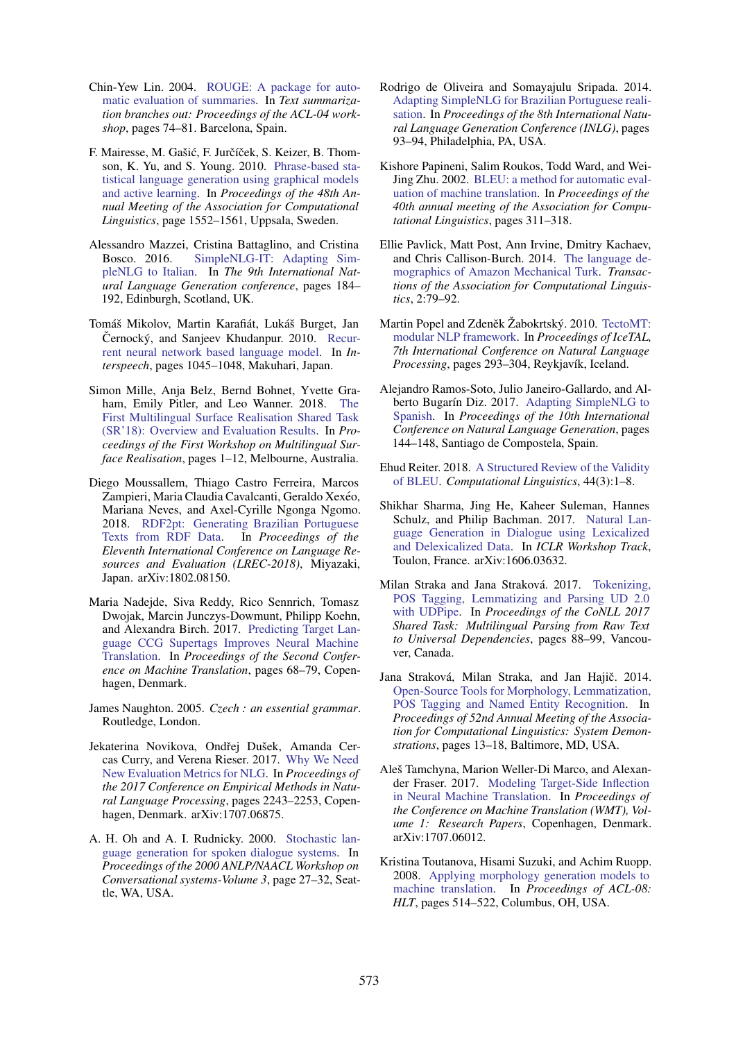Chin-Yew Lin. 2004. ROUGE: A package for automatic evaluation of summaries. In *Text summarization branches out: Proceedings of the ACL-04 workshop*, pages 74–81. Barcelona, Spain.

F. Mairesse, M. Gašić, F. Jurčíček, S. Keizer, B. Thomson, K. Yu, and S. Young. 2010. Phrase-based statistical language generation using graphical models and active learning. In *Proceedings of the 48th Annual Meeting of the Association for Computational Linguistics*, page 1552–1561, Uppsala, Sweden.

Alessandro Mazzei, Cristina Battaglino, and Cristina Bosco. 2016. SimpleNLG-IT: Adapting SimpleNLG to Italian. In *The 9th International Natural Language Generation conference*, pages 184–192, Edinburgh, Scotland, UK.

Tomáš Mikolov, Martin Karafiát, Lukáš Burget, Jan Černocký, and Sanjeev Khudanpur. 2010. Recurrent neural network based language model. In *Interspeech*, pages 1045–1048, Makuhari, Japan.

Simon Mille, Anja Belz, Bernd Bohnet, Yvette Graham, Emily Pitler, and Leo Wanner. 2018. The First Multilingual Surface Realisation Shared Task (SR'18): Overview and Evaluation Results. In *Proceedings of the First Workshop on Multilingual Surface Realisation*, pages 1–12, Melbourne, Australia.

Diego Moussallem, Thiago Castro Ferreira, Marcos Zampieri, Maria Claudia Cavalcanti, Geraldo Xexéo, Mariana Neves, and Axel-Cyrille Ngonga Ngomo. 2018. RDF2pt: Generating Brazilian Portuguese Texts from RDF Data. In *Proceedings of the Eleventh International Conference on Language Resources and Evaluation (LREC-2018)*, Miyazaki, Japan. arXiv:1802.08150.

Maria Nadejde, Siva Reddy, Rico Sennrich, Tomasz Dwojak, Marcin Junczys-Dowmunt, Philipp Koehn, and Alexandra Birch. 2017. Predicting Target Language CCG Supertags Improves Neural Machine Translation. In *Proceedings of the Second Conference on Machine Translation*, pages 68–79, Copenhagen, Denmark.

James Naughton. 2005. *Czech : an essential grammar*. Routledge, London.

Jekaterina Novikova, Ondřej Dušek, Amanda Cercas Curry, and Verena Rieser. 2017. Why We Need New Evaluation Metrics for NLG. In *Proceedings of the 2017 Conference on Empirical Methods in Natural Language Processing*, pages 2243–2253, Copenhagen, Denmark. arXiv:1707.06875.

A. H. Oh and A. I. Rudnicky. 2000. Stochastic language generation for spoken dialogue systems. In *Proceedings of the 2000 ANLP/NAACL Workshop on Conversational systems-Volume 3*, page 27–32, Seattle, WA, USA.

Rodrigo de Oliveira and Somayajulu Sripada. 2014. Adapting SimpleNLG for Brazilian Portuguese realisation. In *Proceedings of the 8th International Natural Language Generation Conference (INLG)*, pages 93–94, Philadelphia, PA, USA.

Kishore Papineni, Salim Roukos, Todd Ward, and Wei-Jing Zhu. 2002. BLEU: a method for automatic evaluation of machine translation. In *Proceedings of the 40th annual meeting of the Association for Computational Linguistics*, pages 311–318.

Ellie Pavlick, Matt Post, Ann Irvine, Dmitry Kachaev, and Chris Callison-Burch. 2014. The language demographics of Amazon Mechanical Turk. *Transactions of the Association for Computational Linguistics*, 2:79–92.

Martin Popel and Zdeněk Žabokrtský. 2010. TectoMT: modular NLP framework. In *Proceedings of IceTAL, 7th International Conference on Natural Language Processing*, pages 293–304, Reykjavík, Iceland.

Alejandro Ramos-Soto, Julio Janeiro-Gallardo, and Alberto Bugarín Diz. 2017. Adapting SimpleNLG to Spanish. In *Proceedings of the 10th International Conference on Natural Language Generation*, pages 144–148, Santiago de Compostela, Spain.

Ehud Reiter. 2018. A Structured Review of the Validity of BLEU. *Computational Linguistics*, 44(3):1–8.

Shikhar Sharma, Jing He, Kaheer Suleman, Hannes Schulz, and Philip Bachman. 2017. Natural Language Generation in Dialogue using Lexicalized and Delexicalized Data. In *ICLR Workshop Track*, Toulon, France. arXiv:1606.03632.

Milan Straka and Jana Straková. 2017. Tokenizing, POS Tagging, Lemmatizing and Parsing UD 2.0 with UDPipe. In *Proceedings of the CoNLL 2017 Shared Task: Multilingual Parsing from Raw Text to Universal Dependencies*, pages 88–99, Vancouver, Canada.

Jana Straková, Milan Straka, and Jan Hajič. 2014. Open-Source Tools for Morphology, Lemmatization, POS Tagging and Named Entity Recognition. In *Proceedings of 52nd Annual Meeting of the Association for Computational Linguistics: System Demonstrations*, pages 13–18, Baltimore, MD, USA.

Aleš Tamchyna, Marion Weller-Di Marco, and Alexander Fraser. 2017. Modeling Target-Side Inflection in Neural Machine Translation. In *Proceedings of the Conference on Machine Translation (WMT), Volume 1: Research Papers*, Copenhagen, Denmark. arXiv:1707.06012.

Kristina Toutanova, Hisami Suzuki, and Achim Ruopp. 2008. Applying morphology generation models to machine translation. In *Proceedings of ACL-08: HLT*, pages 514–522, Columbus, OH, USA.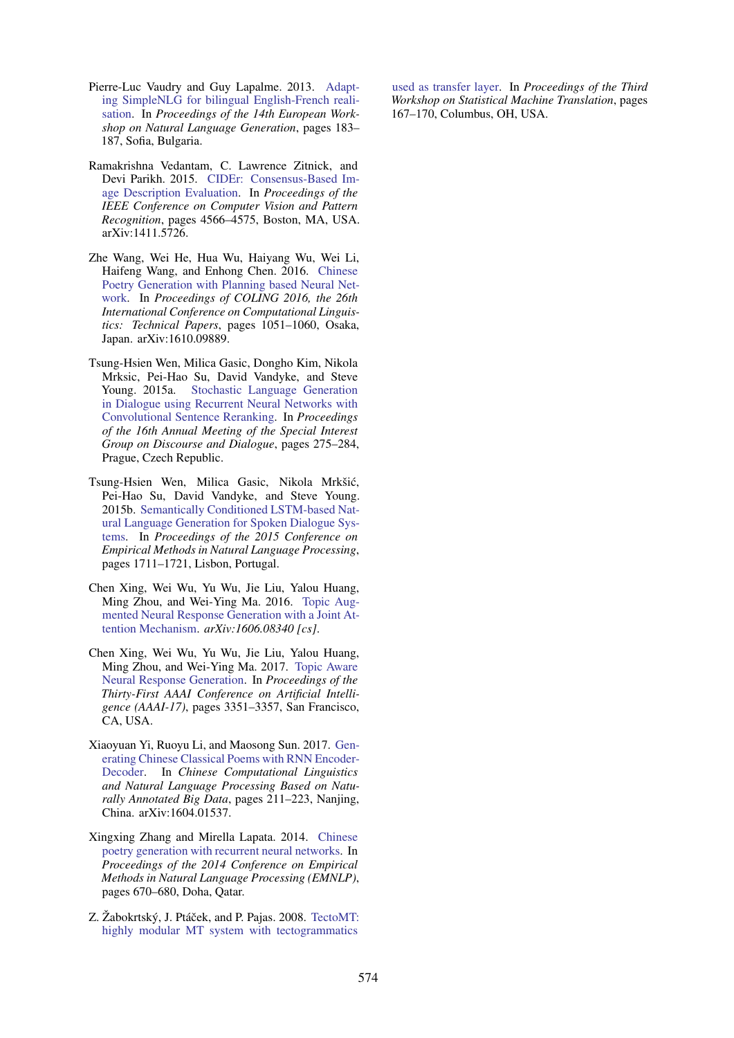Pierre-Luc Vaudry and Guy Lapalme. 2013. Adapting SimpleNLG for bilingual English-French realisation. In *Proceedings of the 14th European Workshop on Natural Language Generation*, pages 183–187, Sofia, Bulgaria.

Ramakrishna Vedantam, C. Lawrence Zitnick, and Devi Parikh. 2015. CIDEr: Consensus-Based Image Description Evaluation. In *Proceedings of the IEEE Conference on Computer Vision and Pattern Recognition*, pages 4566–4575, Boston, MA, USA. arXiv:1411.5726.

Zhe Wang, Wei He, Hua Wu, Haiyang Wu, Wei Li, Haifeng Wang, and Enhong Chen. 2016. Chinese Poetry Generation with Planning based Neural Network. In *Proceedings of COLING 2016, the 26th International Conference on Computational Linguistics: Technical Papers*, pages 1051–1060, Osaka, Japan. arXiv:1610.09889.

Tsung-Hsien Wen, Milica Gasic, Dongho Kim, Nikola Mrksic, Pei-Hao Su, David Vandyke, and Steve Young. 2015a. Stochastic Language Generation in Dialogue using Recurrent Neural Networks with Convolutional Sentence Reranking. In *Proceedings of the 16th Annual Meeting of the Special Interest Group on Discourse and Dialogue*, pages 275–284, Prague, Czech Republic.

Tsung-Hsien Wen, Milica Gasic, Nikola Mrkšić, Pei-Hao Su, David Vandyke, and Steve Young. 2015b. Semantically Conditioned LSTM-based Natural Language Generation for Spoken Dialogue Systems. In *Proceedings of the 2015 Conference on Empirical Methods in Natural Language Processing*, pages 1711–1721, Lisbon, Portugal.

Chen Xing, Wei Wu, Yu Wu, Jie Liu, Yalou Huang, Ming Zhou, and Wei-Ying Ma. 2016. Topic Augmented Neural Response Generation with a Joint Attention Mechanism. *arXiv:1606.08340 [cs]*.

Chen Xing, Wei Wu, Yu Wu, Jie Liu, Yalou Huang, Ming Zhou, and Wei-Ying Ma. 2017. Topic Aware Neural Response Generation. In *Proceedings of the Thirty-First AAAI Conference on Artificial Intelligence (AAAI-17)*, pages 3351–3357, San Francisco, CA, USA.

Xiaoyuan Yi, Ruoyu Li, and Maosong Sun. 2017. Generating Chinese Classical Poems with RNN Encoder-Decoder. In *Chinese Computational Linguistics and Natural Language Processing Based on Naturally Annotated Big Data*, pages 211–223, Nanjing, China. arXiv:1604.01537.

Xingxing Zhang and Mirella Lapata. 2014. Chinese poetry generation with recurrent neural networks. In *Proceedings of the 2014 Conference on Empirical Methods in Natural Language Processing (EMNLP)*, pages 670–680, Doha, Qatar.

Z. Žabokrtský, J. Ptáček, and P. Pajas. 2008. TectoMT: highly modular MT system with tectogrammatics used as transfer layer. In *Proceedings of the Third Workshop on Statistical Machine Translation*, pages 167–170, Columbus, OH, USA.